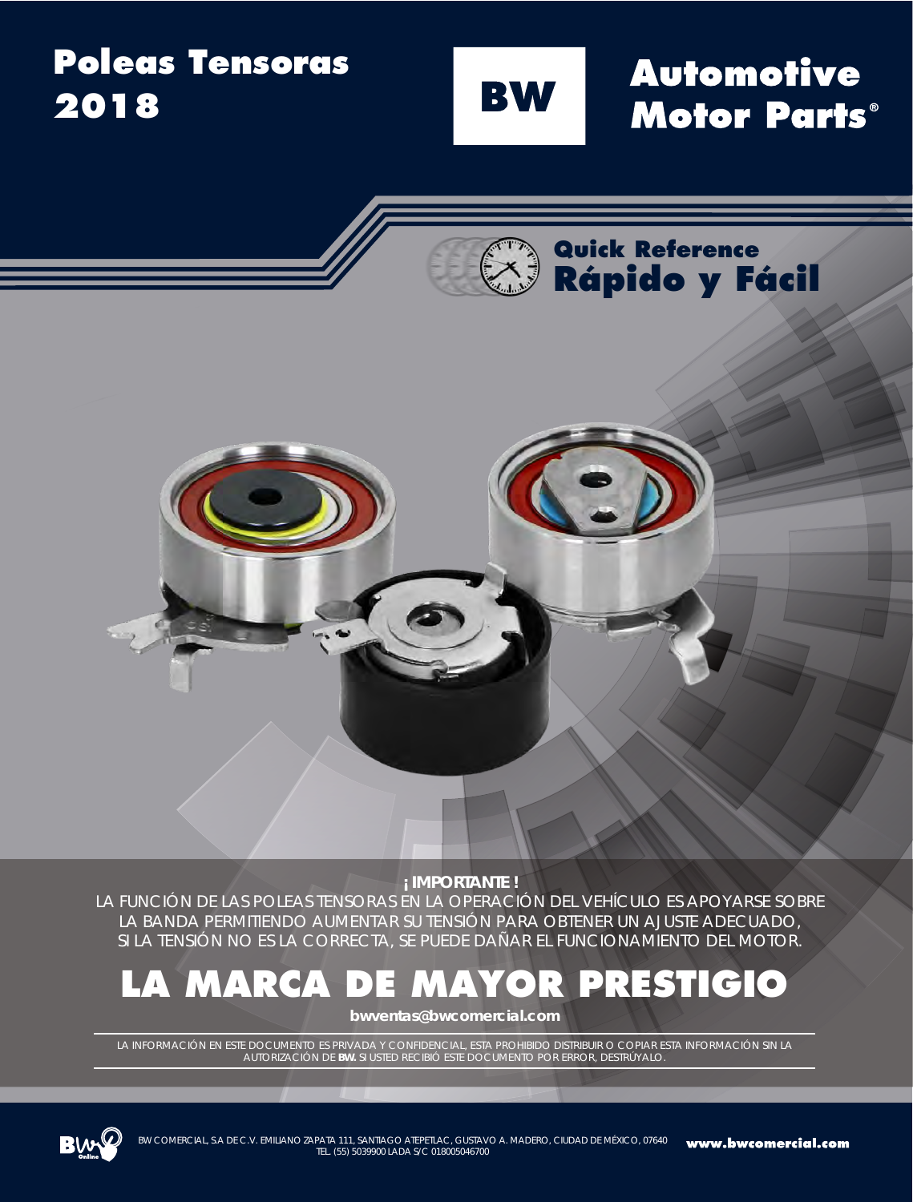# Poleas Tensoras 2018

**BW**

## Automotive Motor Parts®

**Quick Reference**
**Rápido y Fácil**

**¡ IMPORTANTE !**

LA FUNCIÓN DE LAS POLEAS TENSORAS EN LA OPERACIÓN DEL VEHÍCULO ES APOYARSE SOBRE LA BANDA PERMITIENDO AUMENTAR SU TENSIÓN PARA OBTENER UN AJUSTE ADECUADO, SI LA TENSIÓN NO ES LA CORRECTA, SE PUEDE DAÑAR EL FUNCIONAMIENTO DEL MOTOR.

## LA MARCA DE MAYOR PRESTIGIO

**bwventas@bwcomercial.com**

LA INFORMACIÓN EN ESTE DOCUMENTO ES PRIVADA Y CONFIDENCIAL, ESTA PROHIBIDO DISTRIBUIR O COPIAR ESTA INFORMACIÓN SIN LA AUTORIZACIÓN DE **BW.** SI USTED RECIBIÓ ESTE DOCUMENTO POR ERROR, DESTRÚYALO.

BW COMERCIAL, SA DE C.V. EMILIANO ZAPATA 111, SANTIAGO ATEPETLAC, GUSTAVO A. MADERO, CIUDAD DE MÉXICO, 07640
TEL. (55) 5039900 LADA S/C 018005046700

**www.bwcomercial.com**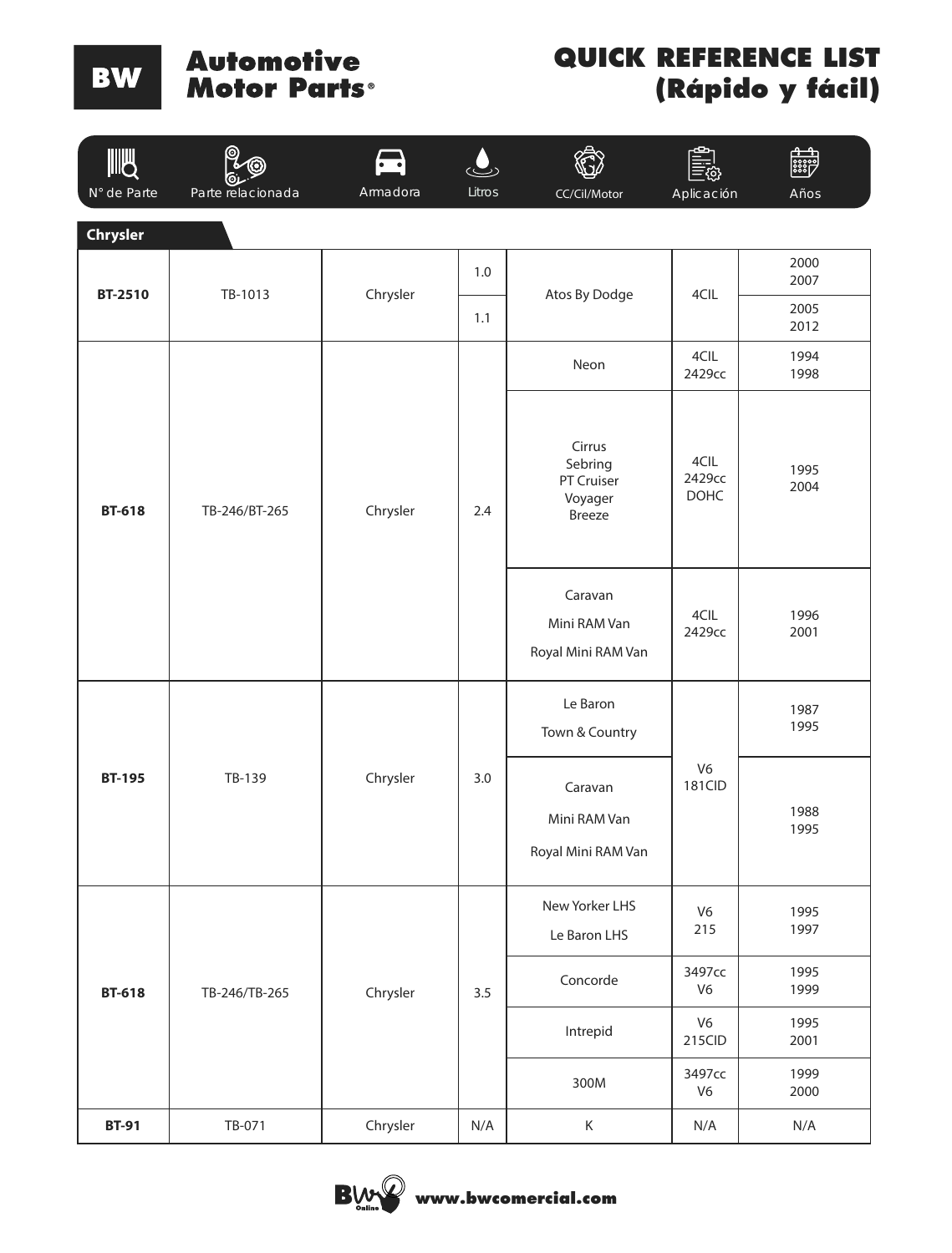# BW Automotive Motor Parts®

## QUICK REFERENCE LIST (Rápido y fácil)

### Chrysler

| N° de Parte | Parte relacionada | Armadora | Litros | CC/Cil/Motor | Aplicación | Años |
|---|---|---|---|---|---|---|
| BT-2510 | TB-1013 | Chrysler | 1.0 | Atos By Dodge | 4CIL | 2000 2007 |
| | | | 1.1 | | | 2005 2012 |
| BT-618 | TB-246/BT-265 | Chrysler | 2.4 | Neon | 4CIL 2429cc | 1994 1998 |
| | | | | Cirrus Sebring PT Cruiser Voyager Breeze | 4CIL 2429cc DOHC | 1995 2004 |
| | | | | Caravan Mini RAM Van Royal Mini RAM Van | 4CIL 2429cc | 1996 2001 |
| BT-195 | TB-139 | Chrysler | 3.0 | Le Baron Town & Country | V6 181CID | 1987 1995 |
| | | | | Caravan Mini RAM Van Royal Mini RAM Van | | 1988 1995 |
| BT-618 | TB-246/TB-265 | Chrysler | 3.5 | New Yorker LHS Le Baron LHS | V6 215 | 1995 1997 |
| | | | | Concorde | 3497cc V6 | 1995 1999 |
| | | | | Intrepid | V6 215CID | 1995 2001 |
| | | | | 300M | 3497cc V6 | 1999 2000 |
| BT-91 | TB-071 | Chrysler | N/A | K | N/A | N/A |

www.bwcomercial.com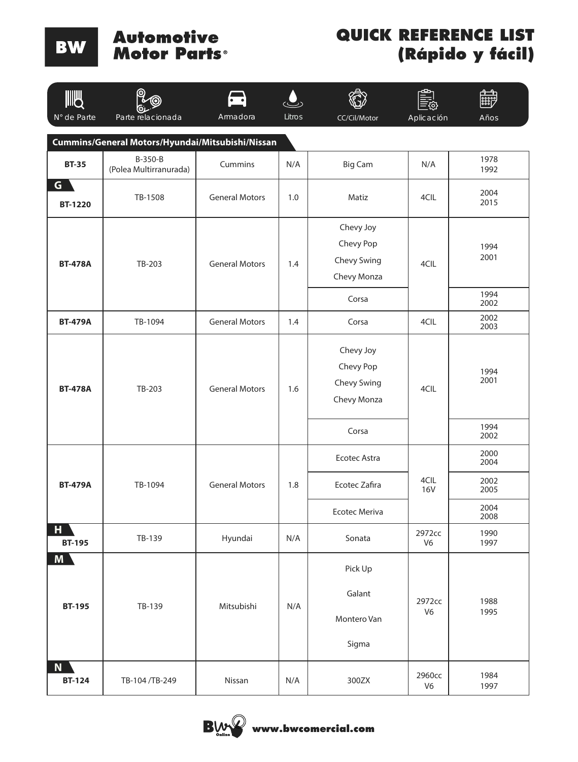# BW Automotive Motor Parts®

# QUICK REFERENCE LIST (Rápido y fácil)

## Cummins/General Motors/Hyundai/Mitsubishi/Nissan

| N° de Parte | Parte relacionada | Armadora | Litros | Aplicación | CC/Cil/Motor | Años |
|---|---|---|---|---|---|---|
| **BT-35** | B-350-B (Polea Multirranurada) | Cummins | N/A | Big Cam | N/A | 1978 1992 |
| **G** | | | | | | |
| **BT-1220** | TB-1508 | General Motors | 1.0 | Matiz | 4CIL | 2004 2015 |
| **BT-478A** | TB-203 | General Motors | 1.4 | Chevy Joy, Chevy Pop, Chevy Swing, Chevy Monza | 4CIL | 1994 2001 |
| | | | | Corsa | | 1994 2002 |
| **BT-479A** | TB-1094 | General Motors | 1.4 | Corsa | 4CIL | 2002 2003 |
| **BT-478A** | TB-203 | General Motors | 1.6 | Chevy Joy, Chevy Pop, Chevy Swing, Chevy Monza | 4CIL | 1994 2001 |
| | | | | Corsa | | 1994 2002 |
| **BT-479A** | TB-1094 | General Motors | 1.8 | Ecotec Astra | 4CIL 16V | 2000 2004 |
| | | | | Ecotec Zafira | | 2002 2005 |
| | | | | Ecotec Meriva | | 2004 2008 |
| **H** | | | | | | |
| **BT-195** | TB-139 | Hyundai | N/A | Sonata | 2972cc V6 | 1990 1997 |
| **M** | | | | | | |
| **BT-195** | TB-139 | Mitsubishi | N/A | Pick Up, Galant, Montero Van, Sigma | 2972cc V6 | 1988 1995 |
| **N** | | | | | | |
| **BT-124** | TB-104 /TB-249 | Nissan | N/A | 300ZX | 2960cc V6 | 1984 1997 |

www.bwcomercial.com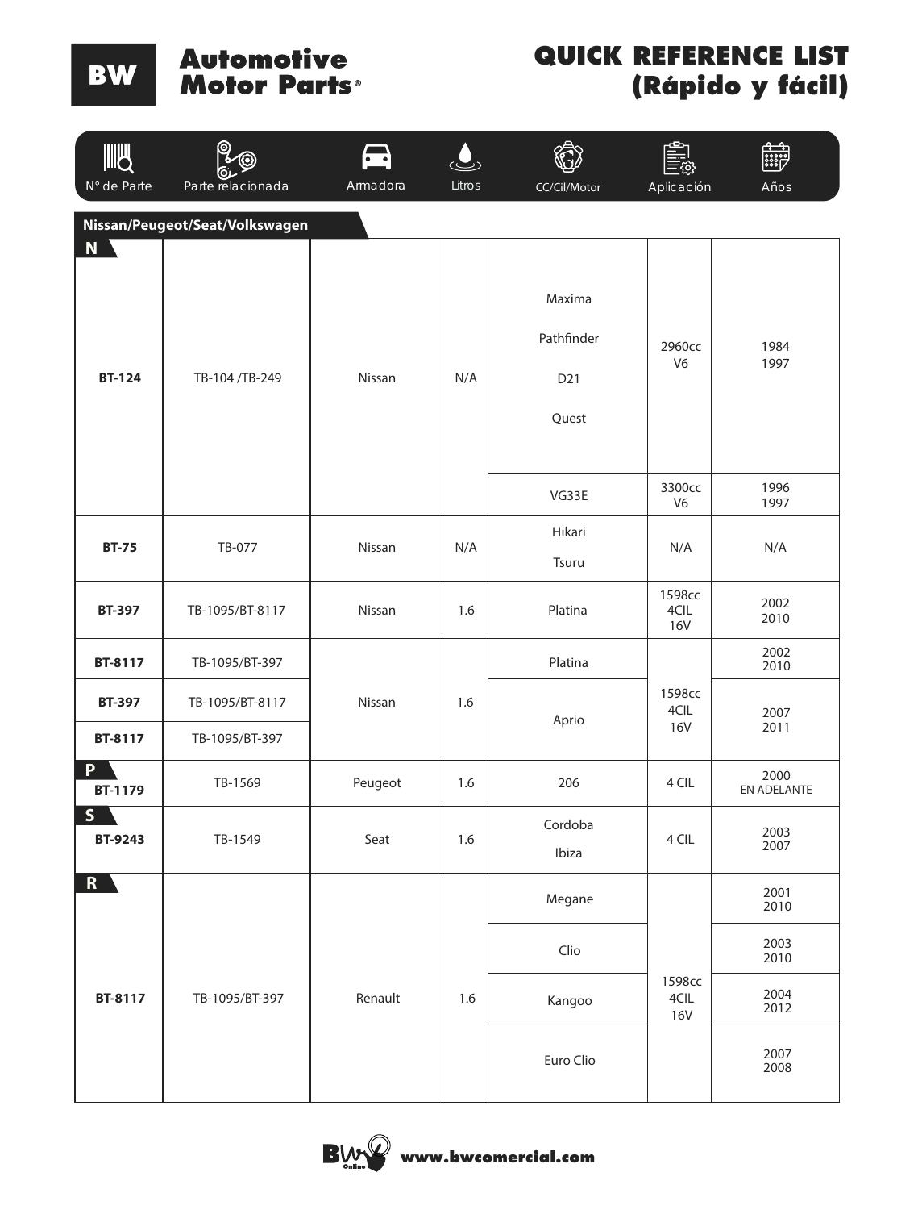# BW Automotive Motor Parts®

## QUICK REFERENCE LIST (Rápido y fácil)

### Nissan/Peugeot/Seat/Volkswagen

| N° de Parte | Parte relacionada | Armadora | Litros | CC/Cil/Motor | Aplicación | Años |
|---|---|---|---|---|---|---|
| **N** | | | | | | |
| **BT-124** | TB-104 /TB-249 | Nissan | N/A | Maxima<br>Pathfinder<br>D21<br>Quest | 2960cc<br>V6 | 1984<br>1997 |
| | | | | VG33E | 3300cc<br>V6 | 1996<br>1997 |
| **BT-75** | TB-077 | Nissan | N/A | Hikari<br>Tsuru | N/A | N/A |
| **BT-397** | TB-1095/BT-8117 | Nissan | 1.6 | Platina | 1598cc<br>4CIL<br>16V | 2002<br>2010 |
| **BT-8117** | TB-1095/BT-397 | Nissan | 1.6 | Platina | 1598cc<br>4CIL<br>16V | 2002<br>2010 |
| **BT-397** | TB-1095/BT-8117 | | | Aprio | | 2007<br>2011 |
| **BT-8117** | TB-1095/BT-397 | | | | | |
| **P** | | | | | | |
| **BT-1179** | TB-1569 | Peugeot | 1.6 | 206 | 4 CIL | 2000<br>EN ADELANTE |
| **S** | | | | | | |
| **BT-9243** | TB-1549 | Seat | 1.6 | Cordoba<br>Ibiza | 4 CIL | 2003<br>2007 |
| **R** | | | | | | |
| **BT-8117** | TB-1095/BT-397 | Renault | 1.6 | Megane | 1598cc<br>4CIL<br>16V | 2001<br>2010 |
| | | | | Clio | | 2003<br>2010 |
| | | | | Kangoo | | 2004<br>2012 |
| | | | | Euro Clio | | 2007<br>2008 |

www.bwcomercial.com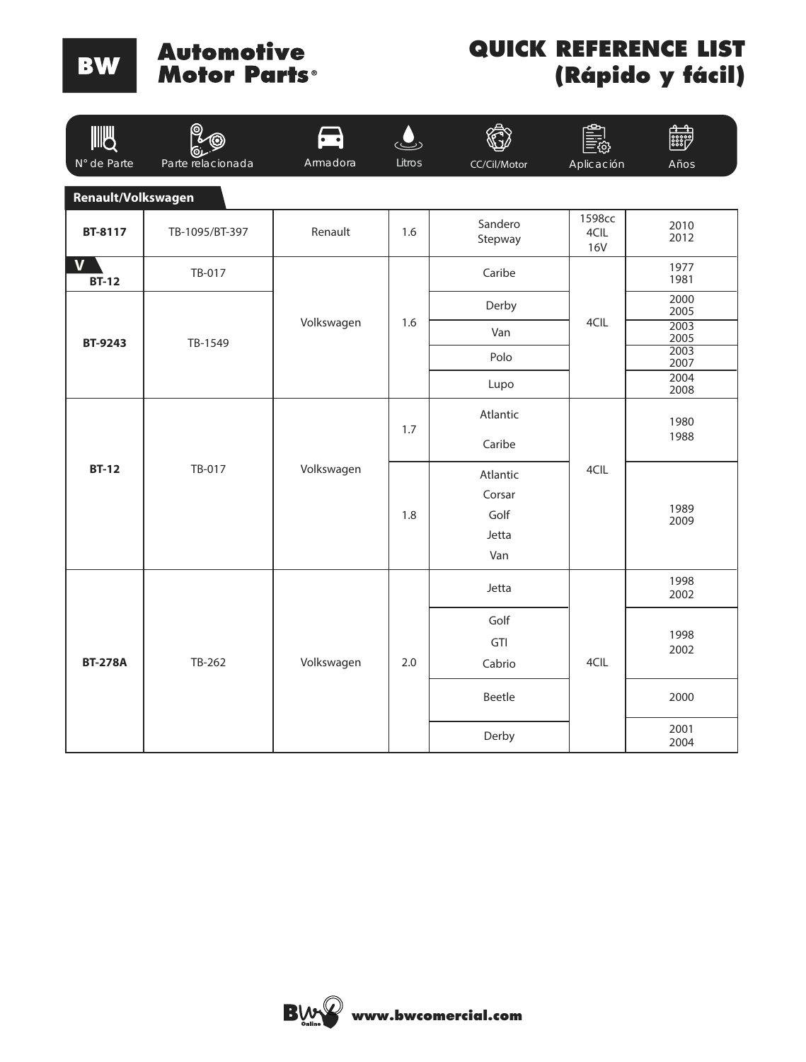# BW Automotive Motor Parts®

# QUICK REFERENCE LIST (Rápido y fácil)

## Renault/Volkswagen

| N° de Parte | Parte relacionada | Armadora | Litros | Aplicación | CC/Cil/Motor | Años |
|---|---|---|---|---|---|---|
| BT-8117 | TB-1095/BT-397 | Renault | 1.6 | Sandero Stepway | 1598cc 4CIL 16V | 2010 2012 |
| V BT-12 | TB-017 | Volkswagen | 1.6 | Caribe | 4CIL | 1977 1981 |
| BT-9243 | TB-1549 | Volkswagen | 1.6 | Derby | 4CIL | 2000 2005 |
| | | | | Van | | 2003 2005 |
| | | | | Polo | | 2003 2007 |
| | | | | Lupo | | 2004 2008 |
| BT-12 | TB-017 | Volkswagen | 1.7 | Atlantic Caribe | 4CIL | 1980 1988 |
| | | | 1.8 | Atlantic Corsar Golf Jetta Van | | 1989 2009 |
| BT-278A | TB-262 | Volkswagen | 2.0 | Jetta | 4CIL | 1998 2002 |
| | | | | Golf GTI Cabrio | | 1998 2002 |
| | | | | Beetle | | 2000 |
| | | | | Derby | | 2001 2004 |

www.bwcomercial.com